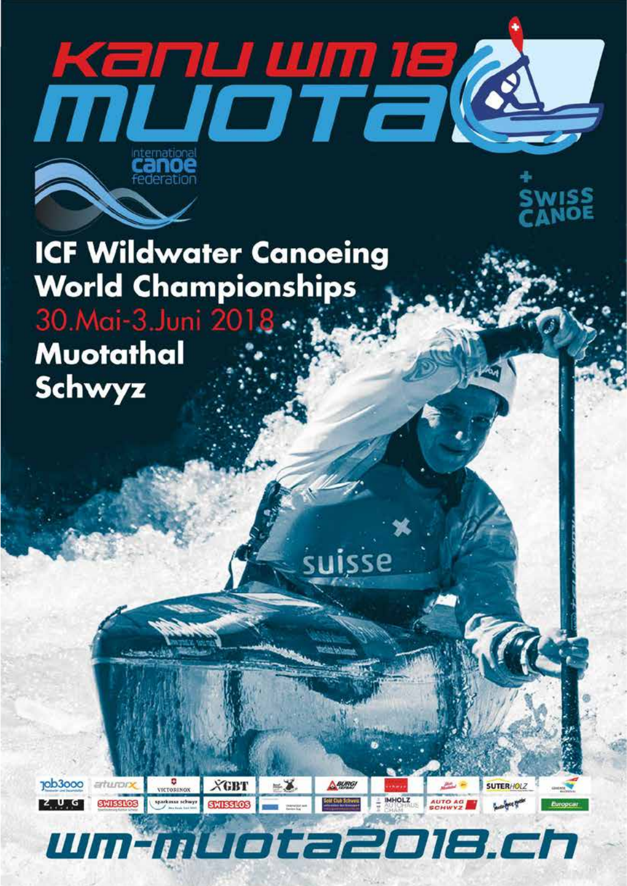# Kanu WM 18 Muota

international canoe federation

SWISS CANOE

## ICF Wildwater Canoeing World Championships

30.Mai-3.Juni 2018

**Muotathal**
**Schwyz**

wm-muota2018.ch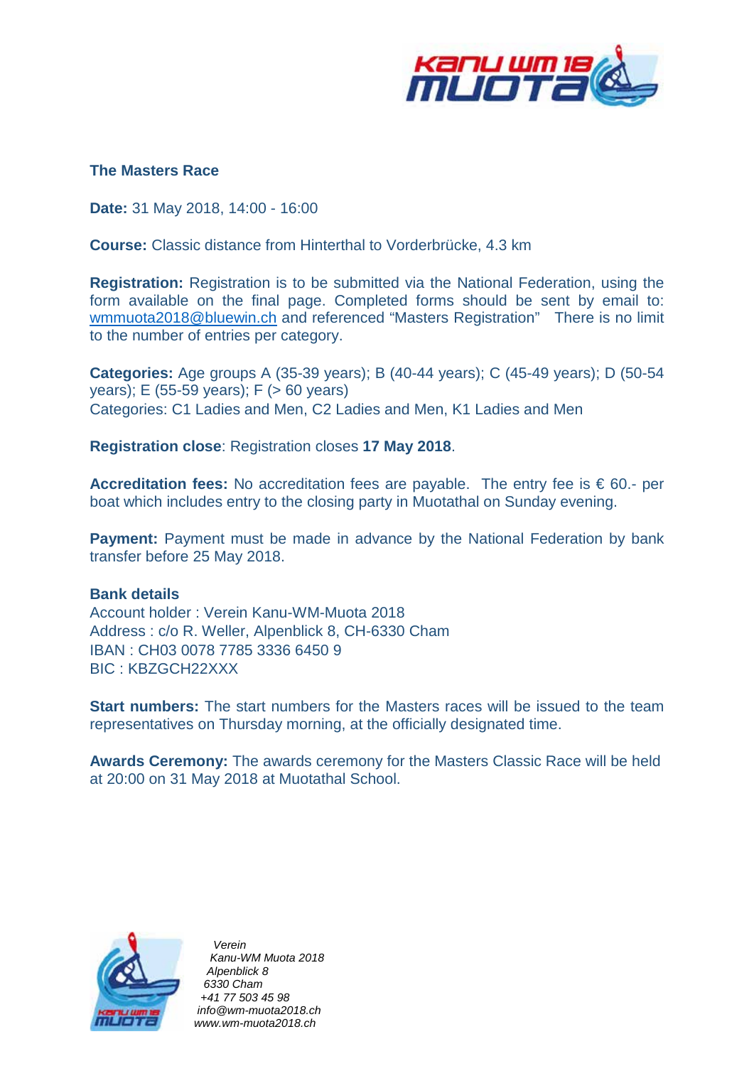## The Masters Race

**Date:** 31 May 2018, 14:00 - 16:00

**Course:** Classic distance from Hinterthal to Vorderbrücke, 4.3 km

**Registration:** Registration is to be submitted via the National Federation, using the form available on the final page. Completed forms should be sent by email to: wmmuota2018@bluewin.ch and referenced "Masters Registration" There is no limit to the number of entries per category.

**Categories:** Age groups A (35-39 years); B (40-44 years); C (45-49 years); D (50-54 years); E (55-59 years); F (> 60 years)
Categories: C1 Ladies and Men, C2 Ladies and Men, K1 Ladies and Men

**Registration close**: Registration closes **17 May 2018**.

**Accreditation fees:** No accreditation fees are payable. The entry fee is € 60.- per boat which includes entry to the closing party in Muotathal on Sunday evening.

**Payment:** Payment must be made in advance by the National Federation by bank transfer before 25 May 2018.

**Bank details**
Account holder : Verein Kanu-WM-Muota 2018
Address : c/o R. Weller, Alpenblick 8, CH-6330 Cham
IBAN : CH03 0078 7785 3336 6450 9
BIC : KBZGCH22XXX

**Start numbers:** The start numbers for the Masters races will be issued to the team representatives on Thursday morning, at the officially designated time.

**Awards Ceremony:** The awards ceremony for the Masters Classic Race will be held at 20:00 on 31 May 2018 at Muotathal School.

*Verein*
*Kanu-WM Muota 2018*
*Alpenblick 8*
*6330 Cham*
*+41 77 503 45 98*
*info@wm-muota2018.ch*
*www.wm-muota2018.ch*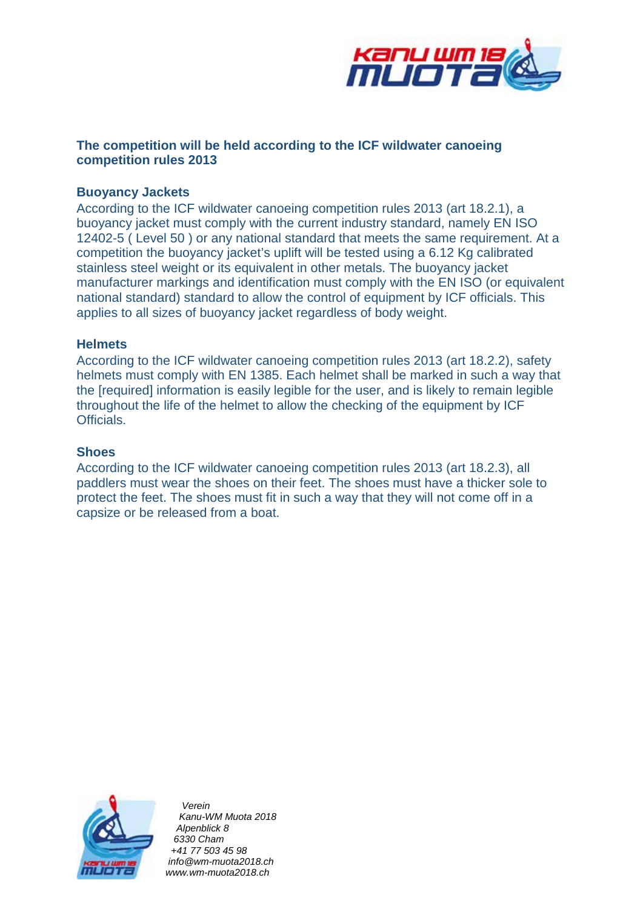## The competition will be held according to the ICF wildwater canoeing competition rules 2013

### Buoyancy Jackets

According to the ICF wildwater canoeing competition rules 2013 (art 18.2.1), a buoyancy jacket must comply with the current industry standard, namely EN ISO 12402-5 ( Level 50 ) or any national standard that meets the same requirement. At a competition the buoyancy jacket's uplift will be tested using a 6.12 Kg calibrated stainless steel weight or its equivalent in other metals. The buoyancy jacket manufacturer markings and identification must comply with the EN ISO (or equivalent national standard) standard to allow the control of equipment by ICF officials. This applies to all sizes of buoyancy jacket regardless of body weight.

### Helmets

According to the ICF wildwater canoeing competition rules 2013 (art 18.2.2), safety helmets must comply with EN 1385. Each helmet shall be marked in such a way that the [required] information is easily legible for the user, and is likely to remain legible throughout the life of the helmet to allow the checking of the equipment by ICF Officials.

### Shoes

According to the ICF wildwater canoeing competition rules 2013 (art 18.2.3), all paddlers must wear the shoes on their feet. The shoes must have a thicker sole to protect the feet. The shoes must fit in such a way that they will not come off in a capsize or be released from a boat.

*Verein*
*Kanu-WM Muota 2018*
*Alpenblick 8*
*6330 Cham*
*+41 77 503 45 98*
*info@wm-muota2018.ch*
*www.wm-muota2018.ch*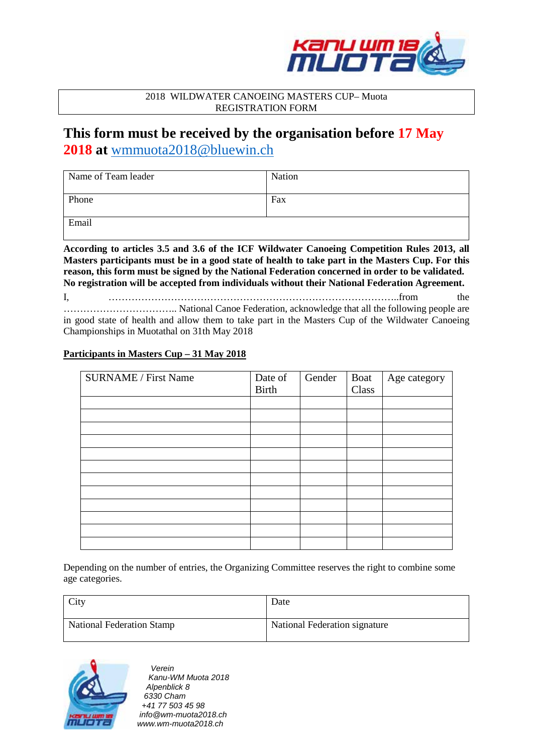2018 WILDWATER CANOEING MASTERS CUP– Muota
REGISTRATION FORM

## This form must be received by the organisation before 17 May 2018 at wmmuota2018@bluewin.ch

| | |
|---|---|
| Name of Team leader | Nation |
| Phone | Fax |
| Email | |

**According to articles 3.5 and 3.6 of the ICF Wildwater Canoeing Competition Rules 2013, all Masters participants must be in a good state of health to take part in the Masters Cup. For this reason, this form must be signed by the National Federation concerned in order to be validated. No registration will be accepted from individuals without their National Federation Agreement.**

I, ……………………………………………………………………………..from the …………………………….. National Canoe Federation, acknowledge that all the following people are in good state of health and allow them to take part in the Masters Cup of the Wildwater Canoeing Championships in Muotathal on 31th May 2018

**<u>Participants in Masters Cup – 31 May 2018</u>**

| SURNAME / First Name | Date of Birth | Gender | Boat Class | Age category |
|---|---|---|---|---|
| | | | | |
| | | | | |
| | | | | |
| | | | | |
| | | | | |
| | | | | |
| | | | | |
| | | | | |
| | | | | |
| | | | | |
| | | | | |
| | | | | |

Depending on the number of entries, the Organizing Committee reserves the right to combine some age categories.

| | |
|---|---|
| City | Date |
| National Federation Stamp | National Federation signature |

*Verein*
*Kanu-WM Muota 2018*
*Alpenblick 8*
*6330 Cham*
*+41 77 503 45 98*
*info@wm-muota2018.ch*
*www.wm-muota2018.ch*